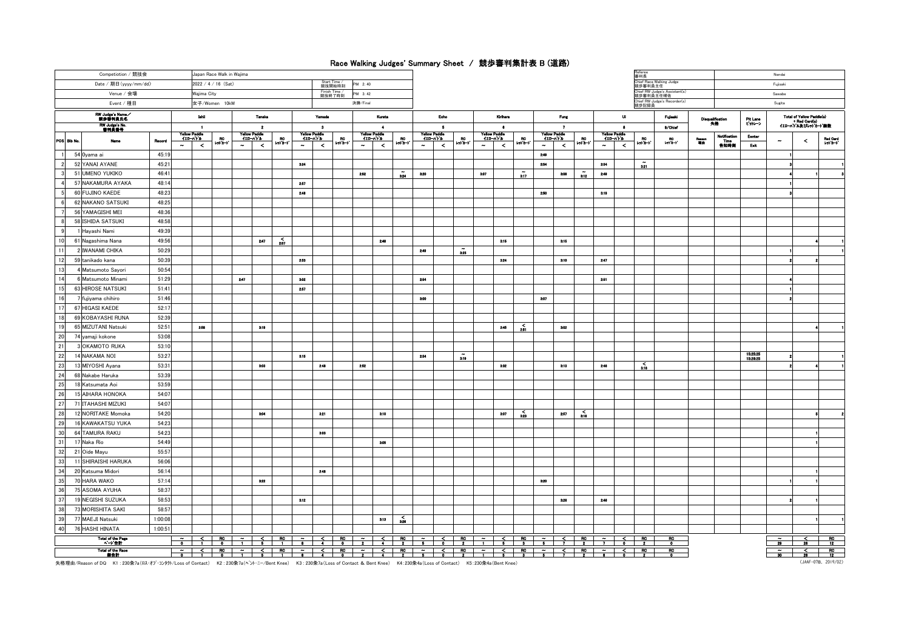# Race Walking Judges' Summary Sheet / 競歩審判集計表 B (道路)

| | | | |
|---|---|---|---|
| Competiotion / 競技会 | Japan Race Walk in Wajima | | |
| Date / 期日(yyyy/mm/dd) | 2022 / 4 / 16 (Sat) | Start Time / 競技開始時刻 | PM 2:40 |
| Venue / 会場 | Wajima City | Finish Time / 競技終了時刻 | PM 3:42 |
| Event / 種目 | 女子/Women 10kW | | 決勝/Final |

| | |
|---|---|
| Referee 審判長 | Nendai |
| Chief Race Walking Judge 競歩審判員主任 | Fujisaki |
| Chief RW Judge's Assistant(s) 競歩審判員主任補佐 | Sawabe |
| Chief RW Judge's Recorder(s) 競歩記録員 | Sugita |

| RW Judge's Name／競歩審判員氏名 | | | | Ishii | | | Tanaka | | | Yamada | | | Kurata | | | Echo | | | Kirihara | | | Fung | | | Ui | | | Fujisaki | Disqualification 失格 | | Pit Lane ピットレーン | Total of Yellow Paddle(s) + Red Card(s) イエローパドル及びレッドカード個数 | | |
|---|---|---|---|---|---|---|---|---|---|---|---|---|---|---|---|---|---|---|---|---|---|---|---|---|---|---|---|---|---|---|---|---|---|---|
| RW Judge's No. 審判員番号 | | | | 1 | | | 2 | | | 3 | | | 4 | | | 5 | | | 6 | | | 7 | | | 8 | | | 9/Chief | | | | | | |
| | | | | Yellow Paddle イエローパドル | | | Yellow Paddle イエローパドル | | | Yellow Paddle イエローパドル | | | Yellow Paddle イエローパドル | | | Yellow Paddle イエローパドル | | | Yellow Paddle イエローパドル | | | Yellow Paddle イエローパドル | | | Yellow Paddle イエローパドル | | | | | | | | | |
| POS | Bib No. | Name | Record | ~ | < | RC レッドカード | ~ | < | RC レッドカード | ~ | < | RC レッドカード | ~ | < | RC レッドカード | ~ | < | RC レッドカード | ~ | < | RC レッドカード | ~ | < | RC レッドカード | ~ | < | RC レッドカード | RC レッドカード | Reason 理由 | Notification Time 告知時刻 | Enter / Exit | ~ | < | Red Card レッドカード |
| 1 | 54 | Oyama ai | 45:19 | | | | | | | | | | | | | | | | | | | 2:49 | | | | | | | | | | 1 | | |
| 2 | 52 | YANAI AYANE | 45:21 | | | | | | | 3:24 | | | | | | | | | | | | 2:54 | | | 2:54 | | ~ 3:21 | | | | | 3 | | 1 |
| 3 | 51 | UMENO YUKIKO | 46:41 | | | | | | | | | | 2:52 | | ~ 3:24 | 3:20 | | | 3:07 | | ~ 3:17 | | 3:08 | ~ 3:12 | 2:49 | | | | | | | 4 | 1 | 3 |
| 4 | 57 | NAKAMURA AYAKA | 48:14 | | | | | | | 2:57 | | | | | | | | | | | | | | | | | | | | | | 1 | | |
| 5 | 60 | FUJINO KAEDE | 48:23 | | | | | | | 2:49 | | | | | | | | | | | | 2:50 | | | 3:19 | | | | | | | 3 | | |
| 6 | 62 | NAKANO SATSUKI | 48:25 | | | | | | | | | | | | | | | | | | | | | | | | | | | | | | | |
| 7 | 56 | YAMAGISHI MEI | 48:36 | | | | | | | | | | | | | | | | | | | | | | | | | | | | | | | |
| 8 | 58 | ISHIDA SATSUKI | 48:58 | | | | | | | | | | | | | | | | | | | | | | | | | | | | | | | |
| 9 | 1 | Hayashi Nami | 49:39 | | | | | | | | | | | | | | | | | | | | | | | | | | | | | | | |
| 10 | 61 | Nagashima Nana | 49:56 | | | | | 2:47 | < 2:57 | | | | | 2:48 | | | | | | 3:15 | | | 3:15 | | | | | | | | | | 4 | 1 |
| 11 | 2 | IWANAMI CHIKA | 50:29 | | | | | | | | | | | | | 2:49 | | ~ 3:25 | | | | | | | | | | | | | | 1 | | 1 |
| 12 | 59 | tanikado kana | 50:39 | | | | | | | 2:53 | | | | | | | | | | 3:24 | | | 3:10 | | 2:47 | | | | | | | 2 | 2 | |
| 13 | 4 | Matsumoto Sayori | 50:54 | | | | | | | | | | | | | | | | | | | | | | | | | | | | | | | |
| 14 | 6 | Matsumoto Minami | 51:29 | | | | 2:47 | | | 3:02 | | | | | | 2:54 | | | | | | | | | 2:51 | | | | | | | 4 | | |
| 15 | 63 | HIROSE NATSUKI | 51:41 | | | | | | | 2:57 | | | | | | | | | | | | | | | | | | | | | | 1 | | |
| 16 | 7 | fujiyama chihiro | 51:46 | | | | | | | | | | | | | 3:00 | | | | | | 3:07 | | | | | | | | | | 2 | | |
| 17 | 67 | HIGASI KAEDE | 52:17 | | | | | | | | | | | | | | | | | | | | | | | | | | | | | | | |
| 18 | 69 | KOBAYASHI RUNA | 52:39 | | | | | | | | | | | | | | | | | | | | | | | | | | | | | | | |
| 19 | 65 | MIZUTANI Natsuki | 52:51 | | 2:58 | | | 3:19 | | | | | | | | | | | | 2:45 | < 2:51 | | 3:02 | | | | | | | | | | 4 | 1 |
| 20 | 74 | yamaji kokone | 53:08 | | | | | | | | | | | | | | | | | | | | | | | | | | | | | | | |
| 21 | 3 | OKAMOTO RUKA | 53:10 | | | | | | | | | | | | | | | | | | | | | | | | | | | | | | | |
| 22 | 14 | NAKAMA NOI | 53:27 | | | | | | | 3:15 | | | | | | 2:54 | | ~ 3:19 | | | | | | | | | | | | | 15:25:25 15:28:25 | 2 | | 1 |
| 23 | 13 | MIYOSHI Ayana | 53:31 | | | | | 3:03 | | | 2:48 | | 2:52 | | | | | | | 3:32 | | | 3:13 | | 2:46 | | < 3:18 | | | | | 2 | 4 | 1 |
| 24 | 68 | Nakabe Haruka | 53:39 | | | | | | | | | | | | | | | | | | | | | | | | | | | | | | | |
| 25 | 18 | Katsumata Aoi | 53:59 | | | | | | | | | | | | | | | | | | | | | | | | | | | | | | | |
| 26 | 15 | AIHARA HONOKA | 54:07 | | | | | | | | | | | | | | | | | | | | | | | | | | | | | | | |
| 27 | 71 | ITAHASHI MIZUKI | 54:07 | | | | | | | | | | | | | | | | | | | | | | | | | | | | | | | |
| 28 | 12 | NORITAKE Momoka | 54:20 | | | | | 3:04 | | | 3:21 | | | 3:10 | | | | | | 3:07 | < 3:23 | | 2:57 | < 3:18 | | | | | | | | | 5 | 2 |
| 29 | 16 | KAWAKATSU YUKA | 54:23 | | | | | | | | | | | | | | | | | | | | | | | | | | | | | | | |
| 30 | 64 | TAMURA RAKU | 54:23 | | | | | | | | 3:03 | | | | | | | | | | | | | | | | | | | | | | 1 | |
| 31 | 17 | Naka Rio | 54:49 | | | | | | | | | | | 3:05 | | | | | | | | | | | | | | | | | | | 1 | |
| 32 | 21 | Oide Mayu | 55:57 | | | | | | | | | | | | | | | | | | | | | | | | | | | | | | | |
| 33 | 11 | SHIRAISHI HARUKA | 56:06 | | | | | | | | | | | | | | | | | | | | | | | | | | | | | | | |
| 34 | 20 | Katsuma Midori | 56:14 | | | | | | | | 2:48 | | | | | | | | | | | | | | | | | | | | | | 1 | |
| 35 | 70 | HARA WAKO | 57:14 | | | | | 3:22 | | | | | | | | | | | | | | 3:20 | | | | | | | | | | 1 | 1 | |
| 36 | 75 | ASOMA AYUHA | 58:37 | | | | | | | | | | | | | | | | | | | | | | | | | | | | | | | |
| 37 | 19 | NEGISHI SUZUKA | 58:53 | | | | | | | 3:12 | | | | | | | | | | | | | 3:26 | | 2:46 | | | | | | | 2 | 1 | |
| 38 | 73 | MORISHITA SAKI | 58:57 | | | | | | | | | | | | | | | | | | | | | | | | | | | | | | | |
| 39 | 77 | MAEJI Natsuki | 1:00:08 | | | | | | | | | | | 3:13 | < 3:26 | | | | | | | | | | | | | | | | | | 1 | 1 |
| 40 | 76 | HASHI HINATA | 1:00:51 | | | | | | | | | | | | | | | | | | | | | | | | | | | | | | | |
| Total of the Page ページ合計 | | | | ~ 0 | < 1 | RC 0 | ~ 1 | < 5 | RC 1 | ~ 8 | < 4 | RC 0 | ~ 2 | < 4 | RC 2 | ~ 5 | < 0 | RC 2 | ~ 1 | < 5 | RC 3 | ~ 5 | < 7 | RC 2 | ~ 7 | < 0 | RC 2 | RC 0 | | | | ~ 29 | < 26 | RC 12 |
| Total of the Race 総合計 | | | | ~ 0 | < 1 | RC 0 | ~ 1 | < 5 | RC 1 | ~ 8 | < 4 | RC 0 | ~ 2 | < 4 | RC 2 | ~ 5 | < 0 | RC 2 | ~ 1 | < 5 | RC 3 | ~ 5 | < 7 | RC 2 | ~ 8 | < 0 | RC 2 | RC 0 | | | | ~ 30 | < 26 | RC 12 |

失格理由/Reason of DQ　K1：230条7a(ロス･オブ･コンタクト/Loss of Contact)　K2：230条7a(ベント･ニー/Bent Knee)　K3：230条7a(Loss of Contact & Bent Knee)　K4:230条4a(Loss of Contact)　K5:230条4a(Bent Knee)

(JAAF-07B, 2019/02)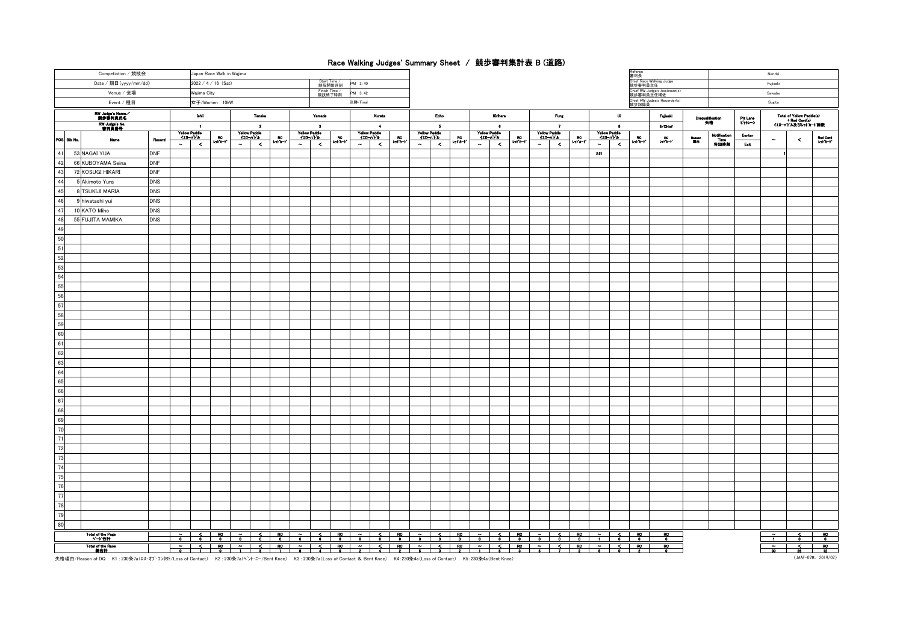# Race Walking Judges' Summary Sheet / 競歩審判集計表 B (道路)

| | | | | | | |
|---|---|---|---|---|---|---|
| Competiotion / 競技会 | Japan Race Walk in Wajima | | | Referee 審判長 | Nendai | |
| Date / 期日 (yyyy/mm/dd) | 2022 / 4 / 16 (Sat) | Start Time / 競技開始時刻 | PM 2:40 | Chief Race Walking Judge 競歩審判員主任 | Fujisaki | |
| Venue / 会場 | Wajima City | Finish Time / 競技終了時刻 | PM 3:42 | Chief RW Judge's Assistant(s) 競歩審判員主任補佐 | Sawabe | |
| Event / 種目 | 女子/Women 10kW | | 決勝/Final | Chief RW Judge's Recorder(s) 競歩記録員 | Sugita | |

| POS | Bib No. | Name | Record | Ishii | | | Tanaka | | | Yamada | | | Kurata | | | Echo | | | Kirihara | | | Fung | | | Ui | | | Fujisaki | Disqualification 失格 | | Pit Lane ピットレーン | Total of Yellow Paddle(s) + Red Card(s) イエローパドル及びレッドカード総数 | | |
|---|---|---|---|---|---|---|---|---|---|---|---|---|---|---|---|---|---|---|---|---|---|---|---|---|---|---|---|---|---|---|---|---|---|---|
| | | RW Judge's No. 審判員番号 | | 1 | | | 2 | | | 3 | | | 4 | | | 5 | | | 6 | | | 7 | | | 8 | | | R/Chief | | | | | | |
| | | | | Yellow Paddle イエローパドル | | RC レッドカード | Yellow Paddle イエローパドル | | RC レッドカード | Yellow Paddle イエローパドル | | RC レッドカード | Yellow Paddle イエローパドル | | RC レッドカード | Yellow Paddle イエローパドル | | RC レッドカード | Yellow Paddle イエローパドル | | RC レッドカード | Yellow Paddle イエローパドル | | RC レッドカード | Yellow Paddle イエローパドル | | RC レッドカード | RC レッドカード | Reason 理由 | Notification Time 告知時刻 | Enter / Exit | | | |
| | | | | ~ | < | | ~ | < | | ~ | < | | ~ | < | | ~ | < | | ~ | < | | ~ | < | | ~ | < | | | | | | ~ | < | Red Card レッドカード |
| 41 | 53 | NAGAI YUA | DNF | | | | | | | | | | | | | | | | | | | | | | 2:51 | | | | | | | 1 | | |
| 42 | 66 | KUBOYAMA Seina | DNF | | | | | | | | | | | | | | | | | | | | | | | | | | | | | | | |
| 43 | 72 | KOSUGI HIKARI | DNF | | | | | | | | | | | | | | | | | | | | | | | | | | | | | | | |
| 44 | 5 | Akimoto Yura | DNS | | | | | | | | | | | | | | | | | | | | | | | | | | | | | | | |
| 45 | 8 | TSUKIJI MARIA | DNS | | | | | | | | | | | | | | | | | | | | | | | | | | | | | | | |
| 46 | 9 | hiwatashi yui | DNS | | | | | | | | | | | | | | | | | | | | | | | | | | | | | | | |
| 47 | 10 | KATO Miho | DNS | | | | | | | | | | | | | | | | | | | | | | | | | | | | | | | |
| 48 | 55 | FUJITA MAMIKA | DNS | | | | | | | | | | | | | | | | | | | | | | | | | | | | | | | |
| 49 | | | | | | | | | | | | | | | | | | | | | | | | | | | | | | | | | | |
| 50 | | | | | | | | | | | | | | | | | | | | | | | | | | | | | | | | | | |
| 51 | | | | | | | | | | | | | | | | | | | | | | | | | | | | | | | | | | |
| 52 | | | | | | | | | | | | | | | | | | | | | | | | | | | | | | | | | | |
| 53 | | | | | | | | | | | | | | | | | | | | | | | | | | | | | | | | | | |
| 54 | | | | | | | | | | | | | | | | | | | | | | | | | | | | | | | | | | |
| 55 | | | | | | | | | | | | | | | | | | | | | | | | | | | | | | | | | | |
| 56 | | | | | | | | | | | | | | | | | | | | | | | | | | | | | | | | | | |
| 57 | | | | | | | | | | | | | | | | | | | | | | | | | | | | | | | | | | |
| 58 | | | | | | | | | | | | | | | | | | | | | | | | | | | | | | | | | | |
| 59 | | | | | | | | | | | | | | | | | | | | | | | | | | | | | | | | | | |
| 60 | | | | | | | | | | | | | | | | | | | | | | | | | | | | | | | | | | |
| 61 | | | | | | | | | | | | | | | | | | | | | | | | | | | | | | | | | | |
| 62 | | | | | | | | | | | | | | | | | | | | | | | | | | | | | | | | | | |
| 63 | | | | | | | | | | | | | | | | | | | | | | | | | | | | | | | | | | |
| 64 | | | | | | | | | | | | | | | | | | | | | | | | | | | | | | | | | | |
| 65 | | | | | | | | | | | | | | | | | | | | | | | | | | | | | | | | | | |
| 66 | | | | | | | | | | | | | | | | | | | | | | | | | | | | | | | | | | |
| 67 | | | | | | | | | | | | | | | | | | | | | | | | | | | | | | | | | | |
| 68 | | | | | | | | | | | | | | | | | | | | | | | | | | | | | | | | | | |
| 69 | | | | | | | | | | | | | | | | | | | | | | | | | | | | | | | | | | |
| 70 | | | | | | | | | | | | | | | | | | | | | | | | | | | | | | | | | | |
| 71 | | | | | | | | | | | | | | | | | | | | | | | | | | | | | | | | | | |
| 72 | | | | | | | | | | | | | | | | | | | | | | | | | | | | | | | | | | |
| 73 | | | | | | | | | | | | | | | | | | | | | | | | | | | | | | | | | | |
| 74 | | | | | | | | | | | | | | | | | | | | | | | | | | | | | | | | | | |
| 75 | | | | | | | | | | | | | | | | | | | | | | | | | | | | | | | | | | |
| 76 | | | | | | | | | | | | | | | | | | | | | | | | | | | | | | | | | | |
| 77 | | | | | | | | | | | | | | | | | | | | | | | | | | | | | | | | | | |
| 78 | | | | | | | | | | | | | | | | | | | | | | | | | | | | | | | | | | |
| 79 | | | | | | | | | | | | | | | | | | | | | | | | | | | | | | | | | | |
| 80 | | | | | | | | | | | | | | | | | | | | | | | | | | | | | | | | | | |
| | | Total of the Page ページ合計 | | 0 | 0 | 0 | 0 | 0 | 0 | 0 | 0 | 0 | 0 | 0 | 0 | 0 | 0 | 0 | 0 | 0 | 0 | 0 | 0 | 0 | 1 | 0 | 0 | 0 | | | | 1 | 0 | 0 |
| | | Total of the Race 総合計 | | 0 | 1 | 0 | 1 | 5 | 1 | 8 | 4 | 0 | 2 | 4 | 2 | 5 | 0 | 2 | 1 | 5 | 3 | 5 | 7 | 2 | 8 | 0 | 2 | 0 | | | | 30 | 26 | 12 |

失格理由/Reason of DQ　K1：230条7a(ロス・オブ・コンタクト/Loss of Contact)　K2：230条7a(ベント・ニー/Bent Knee)　K3：230条7a(Loss of Contact & Bent Knee)　K4：230条4a(Loss of Contact)　K5：230条4a(Bent Knee)

(JAAF-07B, 2019/02)